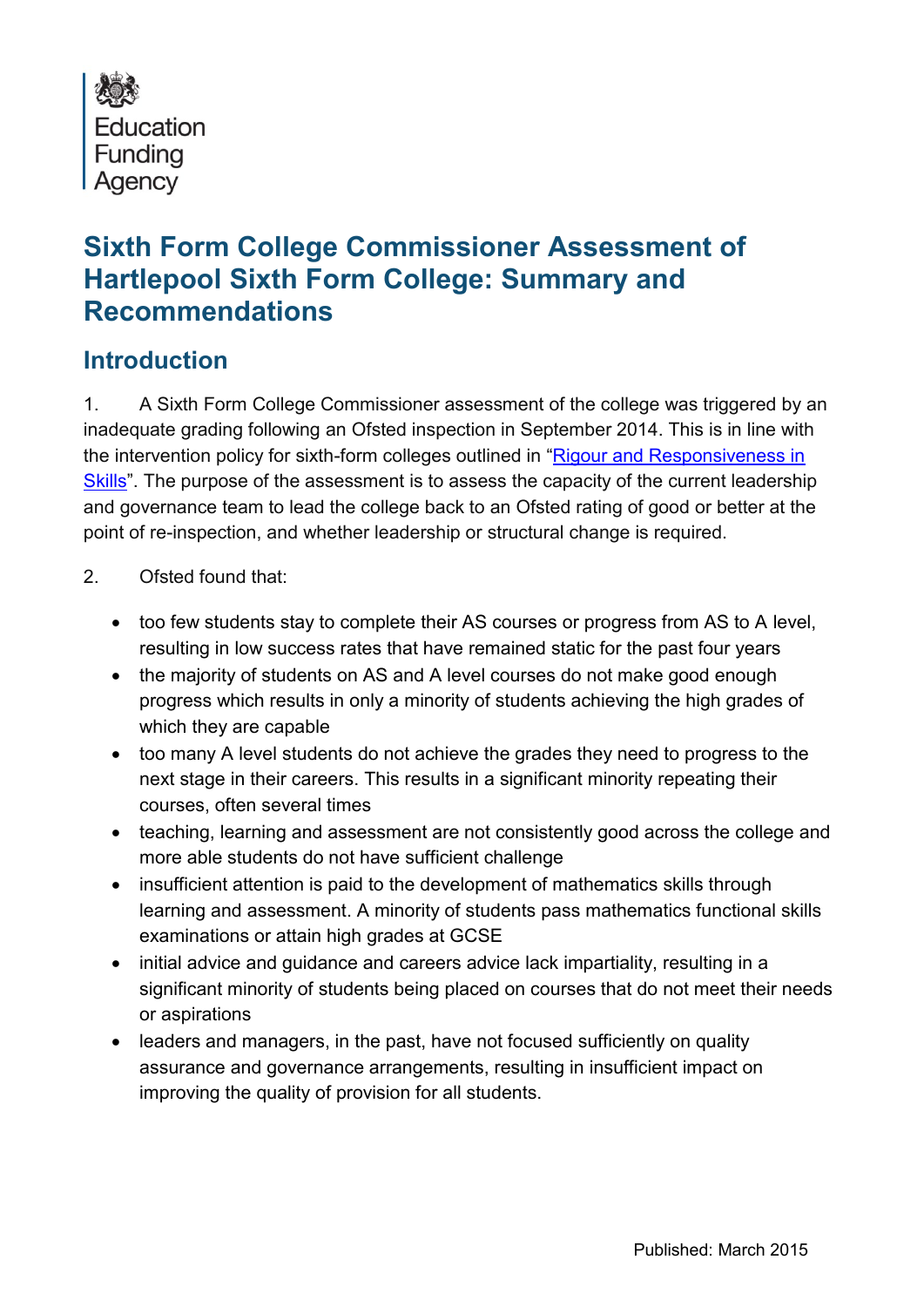Education Funding Agency

# Sixth Form College Commissioner Assessment of Hartlepool Sixth Form College: Summary and Recommendations

## Introduction

1. A Sixth Form College Commissioner assessment of the college was triggered by an inadequate grading following an Ofsted inspection in September 2014. This is in line with the intervention policy for sixth-form colleges outlined in "Rigour and Responsiveness in Skills". The purpose of the assessment is to assess the capacity of the current leadership and governance team to lead the college back to an Ofsted rating of good or better at the point of re-inspection, and whether leadership or structural change is required.

2. Ofsted found that:

- too few students stay to complete their AS courses or progress from AS to A level, resulting in low success rates that have remained static for the past four years
- the majority of students on AS and A level courses do not make good enough progress which results in only a minority of students achieving the high grades of which they are capable
- too many A level students do not achieve the grades they need to progress to the next stage in their careers. This results in a significant minority repeating their courses, often several times
- teaching, learning and assessment are not consistently good across the college and more able students do not have sufficient challenge
- insufficient attention is paid to the development of mathematics skills through learning and assessment. A minority of students pass mathematics functional skills examinations or attain high grades at GCSE
- initial advice and guidance and careers advice lack impartiality, resulting in a significant minority of students being placed on courses that do not meet their needs or aspirations
- leaders and managers, in the past, have not focused sufficiently on quality assurance and governance arrangements, resulting in insufficient impact on improving the quality of provision for all students.

Published: March 2015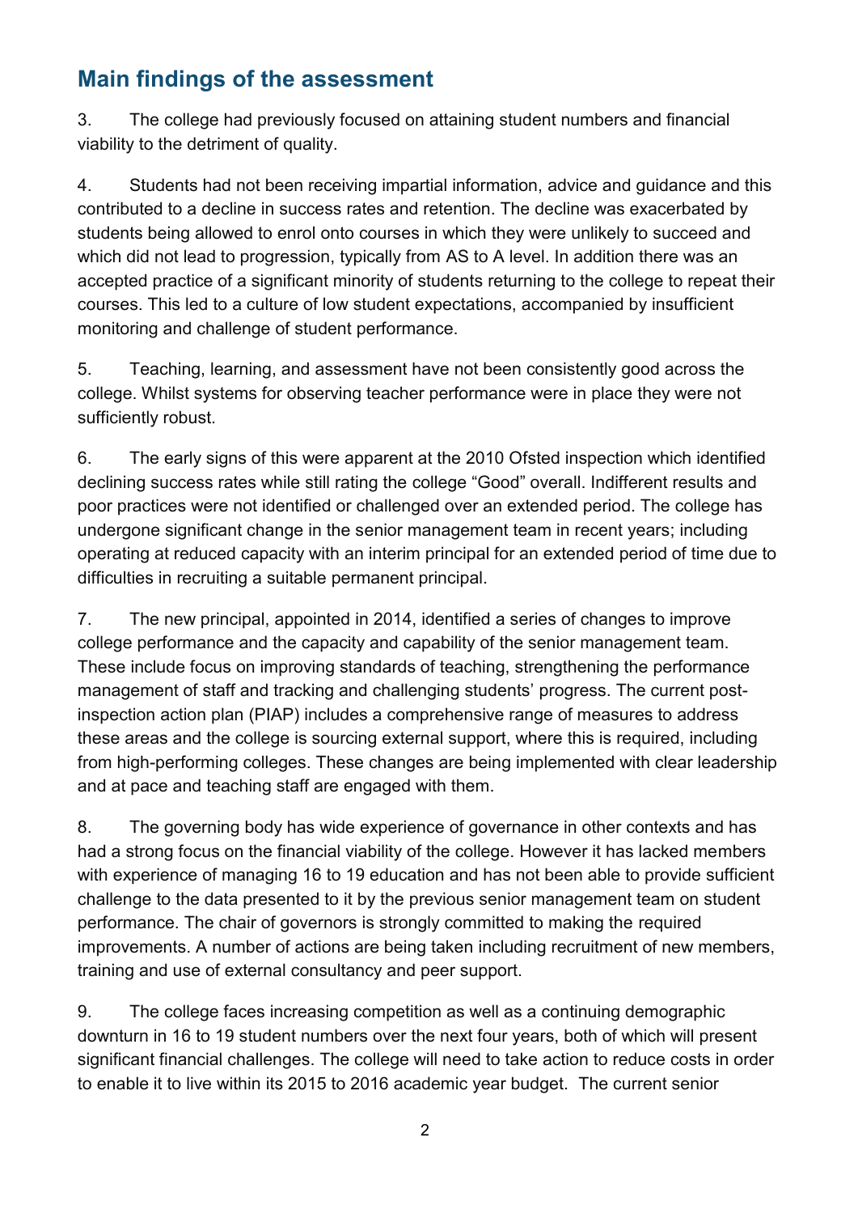## Main findings of the assessment

3. The college had previously focused on attaining student numbers and financial viability to the detriment of quality.

4. Students had not been receiving impartial information, advice and guidance and this contributed to a decline in success rates and retention. The decline was exacerbated by students being allowed to enrol onto courses in which they were unlikely to succeed and which did not lead to progression, typically from AS to A level. In addition there was an accepted practice of a significant minority of students returning to the college to repeat their courses. This led to a culture of low student expectations, accompanied by insufficient monitoring and challenge of student performance.

5. Teaching, learning, and assessment have not been consistently good across the college. Whilst systems for observing teacher performance were in place they were not sufficiently robust.

6. The early signs of this were apparent at the 2010 Ofsted inspection which identified declining success rates while still rating the college "Good" overall. Indifferent results and poor practices were not identified or challenged over an extended period. The college has undergone significant change in the senior management team in recent years; including operating at reduced capacity with an interim principal for an extended period of time due to difficulties in recruiting a suitable permanent principal.

7. The new principal, appointed in 2014, identified a series of changes to improve college performance and the capacity and capability of the senior management team. These include focus on improving standards of teaching, strengthening the performance management of staff and tracking and challenging students' progress. The current post-inspection action plan (PIAP) includes a comprehensive range of measures to address these areas and the college is sourcing external support, where this is required, including from high-performing colleges. These changes are being implemented with clear leadership and at pace and teaching staff are engaged with them.

8. The governing body has wide experience of governance in other contexts and has had a strong focus on the financial viability of the college. However it has lacked members with experience of managing 16 to 19 education and has not been able to provide sufficient challenge to the data presented to it by the previous senior management team on student performance. The chair of governors is strongly committed to making the required improvements. A number of actions are being taken including recruitment of new members, training and use of external consultancy and peer support.

9. The college faces increasing competition as well as a continuing demographic downturn in 16 to 19 student numbers over the next four years, both of which will present significant financial challenges. The college will need to take action to reduce costs in order to enable it to live within its 2015 to 2016 academic year budget. The current senior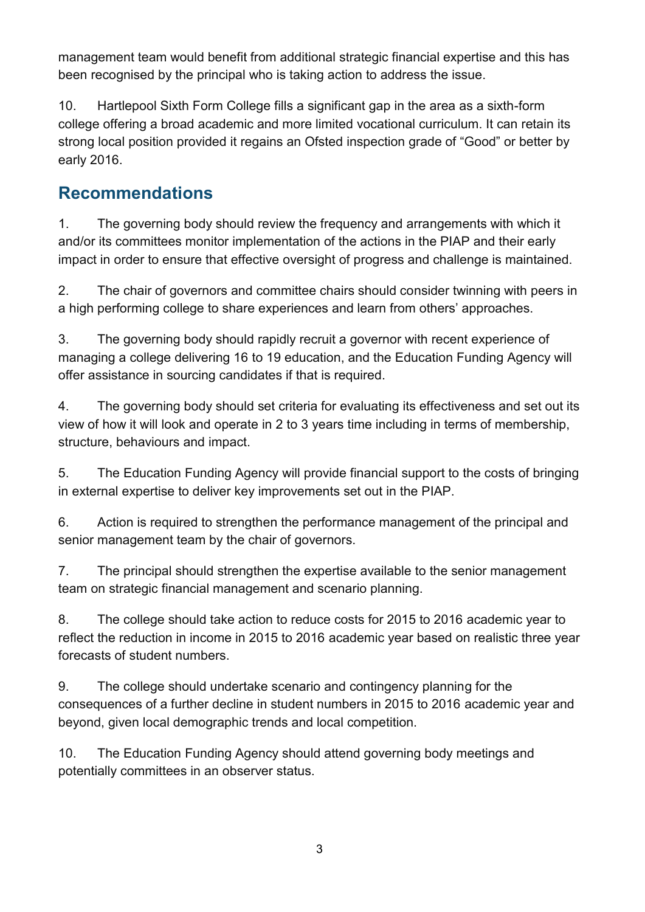management team would benefit from additional strategic financial expertise and this has been recognised by the principal who is taking action to address the issue.

10. Hartlepool Sixth Form College fills a significant gap in the area as a sixth-form college offering a broad academic and more limited vocational curriculum. It can retain its strong local position provided it regains an Ofsted inspection grade of “Good” or better by early 2016.

## Recommendations

1. The governing body should review the frequency and arrangements with which it and/or its committees monitor implementation of the actions in the PIAP and their early impact in order to ensure that effective oversight of progress and challenge is maintained.

2. The chair of governors and committee chairs should consider twinning with peers in a high performing college to share experiences and learn from others’ approaches.

3. The governing body should rapidly recruit a governor with recent experience of managing a college delivering 16 to 19 education, and the Education Funding Agency will offer assistance in sourcing candidates if that is required.

4. The governing body should set criteria for evaluating its effectiveness and set out its view of how it will look and operate in 2 to 3 years time including in terms of membership, structure, behaviours and impact.

5. The Education Funding Agency will provide financial support to the costs of bringing in external expertise to deliver key improvements set out in the PIAP.

6. Action is required to strengthen the performance management of the principal and senior management team by the chair of governors.

7. The principal should strengthen the expertise available to the senior management team on strategic financial management and scenario planning.

8. The college should take action to reduce costs for 2015 to 2016 academic year to reflect the reduction in income in 2015 to 2016 academic year based on realistic three year forecasts of student numbers.

9. The college should undertake scenario and contingency planning for the consequences of a further decline in student numbers in 2015 to 2016 academic year and beyond, given local demographic trends and local competition.

10. The Education Funding Agency should attend governing body meetings and potentially committees in an observer status.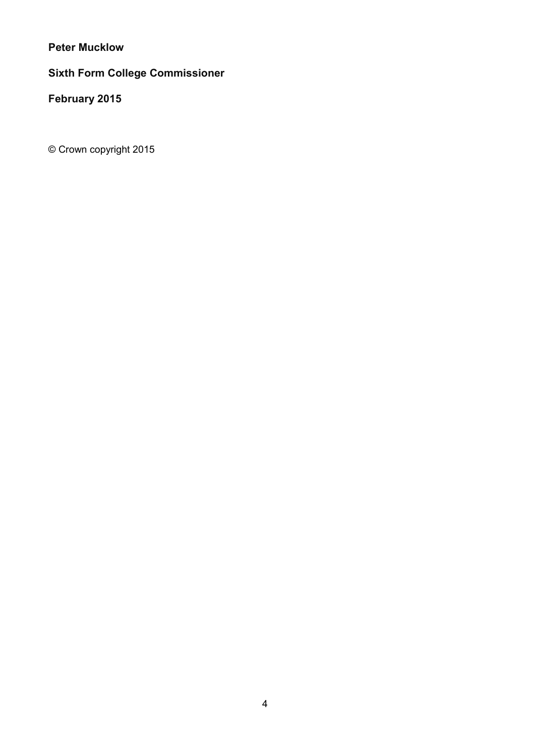**Peter Mucklow**

**Sixth Form College Commissioner**

**February 2015**

© Crown copyright 2015